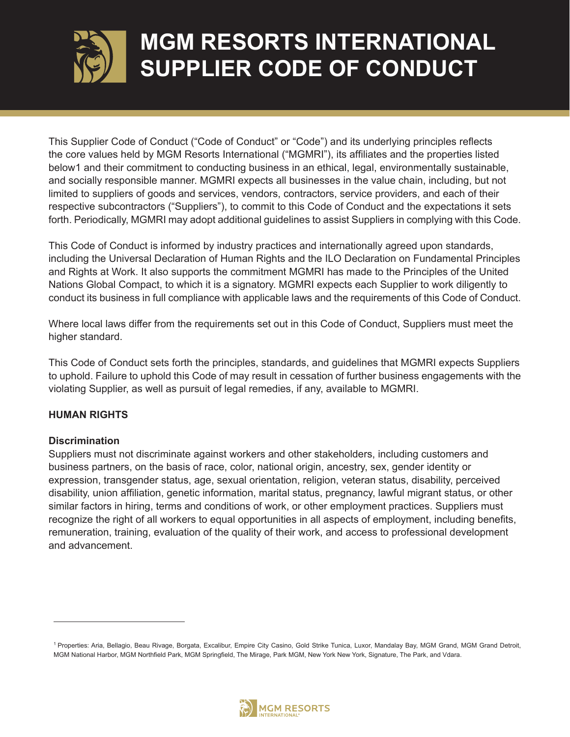# MGM RESORTS INTERNATIONAL SUPPLIER CODE OF CONDUCT

This Supplier Code of Conduct ("Code of Conduct" or "Code") and its underlying principles reflects the core values held by MGM Resorts International ("MGMRI"), its affiliates and the properties listed below1 and their commitment to conducting business in an ethical, legal, environmentally sustainable, and socially responsible manner. MGMRI expects all businesses in the value chain, including, but not limited to suppliers of goods and services, vendors, contractors, service providers, and each of their respective subcontractors ("Suppliers"), to commit to this Code of Conduct and the expectations it sets forth. Periodically, MGMRI may adopt additional guidelines to assist Suppliers in complying with this Code.

This Code of Conduct is informed by industry practices and internationally agreed upon standards, including the Universal Declaration of Human Rights and the ILO Declaration on Fundamental Principles and Rights at Work. It also supports the commitment MGMRI has made to the Principles of the United Nations Global Compact, to which it is a signatory. MGMRI expects each Supplier to work diligently to conduct its business in full compliance with applicable laws and the requirements of this Code of Conduct.

Where local laws differ from the requirements set out in this Code of Conduct, Suppliers must meet the higher standard.

This Code of Conduct sets forth the principles, standards, and guidelines that MGMRI expects Suppliers to uphold. Failure to uphold this Code of may result in cessation of further business engagements with the violating Supplier, as well as pursuit of legal remedies, if any, available to MGMRI.

**HUMAN RIGHTS**

**Discrimination**

Suppliers must not discriminate against workers and other stakeholders, including customers and business partners, on the basis of race, color, national origin, ancestry, sex, gender identity or expression, transgender status, age, sexual orientation, religion, veteran status, disability, perceived disability, union affiliation, genetic information, marital status, pregnancy, lawful migrant status, or other similar factors in hiring, terms and conditions of work, or other employment practices. Suppliers must recognize the right of all workers to equal opportunities in all aspects of employment, including benefits, remuneration, training, evaluation of the quality of their work, and access to professional development and advancement.

---

[1] Properties: Aria, Bellagio, Beau Rivage, Borgata, Excalibur, Empire City Casino, Gold Strike Tunica, Luxor, Mandalay Bay, MGM Grand, MGM Grand Detroit, MGM National Harbor, MGM Northfield Park, MGM Springfield, The Mirage, Park MGM, New York New York, Signature, The Park, and Vdara.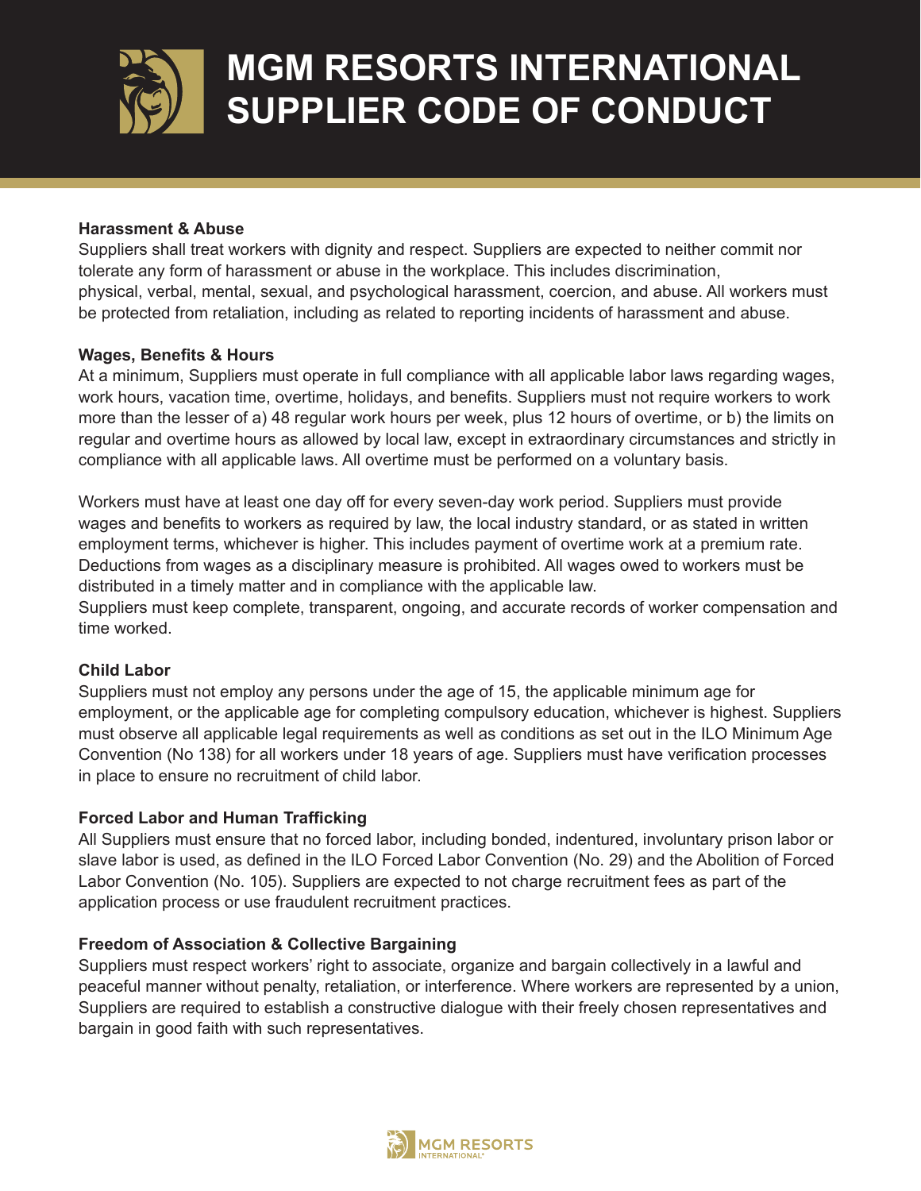## Harassment & Abuse

Suppliers shall treat workers with dignity and respect. Suppliers are expected to neither commit nor tolerate any form of harassment or abuse in the workplace. This includes discrimination, physical, verbal, mental, sexual, and psychological harassment, coercion, and abuse. All workers must be protected from retaliation, including as related to reporting incidents of harassment and abuse.

## Wages, Benefits & Hours

At a minimum, Suppliers must operate in full compliance with all applicable labor laws regarding wages, work hours, vacation time, overtime, holidays, and benefits. Suppliers must not require workers to work more than the lesser of a) 48 regular work hours per week, plus 12 hours of overtime, or b) the limits on regular and overtime hours as allowed by local law, except in extraordinary circumstances and strictly in compliance with all applicable laws. All overtime must be performed on a voluntary basis.

Workers must have at least one day off for every seven-day work period. Suppliers must provide wages and benefits to workers as required by law, the local industry standard, or as stated in written employment terms, whichever is higher. This includes payment of overtime work at a premium rate. Deductions from wages as a disciplinary measure is prohibited. All wages owed to workers must be distributed in a timely matter and in compliance with the applicable law.
Suppliers must keep complete, transparent, ongoing, and accurate records of worker compensation and time worked.

## Child Labor

Suppliers must not employ any persons under the age of 15, the applicable minimum age for employment, or the applicable age for completing compulsory education, whichever is highest. Suppliers must observe all applicable legal requirements as well as conditions as set out in the ILO Minimum Age Convention (No 138) for all workers under 18 years of age. Suppliers must have verification processes in place to ensure no recruitment of child labor.

## Forced Labor and Human Trafficking

All Suppliers must ensure that no forced labor, including bonded, indentured, involuntary prison labor or slave labor is used, as defined in the ILO Forced Labor Convention (No. 29) and the Abolition of Forced Labor Convention (No. 105). Suppliers are expected to not charge recruitment fees as part of the application process or use fraudulent recruitment practices.

## Freedom of Association & Collective Bargaining

Suppliers must respect workers' right to associate, organize and bargain collectively in a lawful and peaceful manner without penalty, retaliation, or interference. Where workers are represented by a union, Suppliers are required to establish a constructive dialogue with their freely chosen representatives and bargain in good faith with such representatives.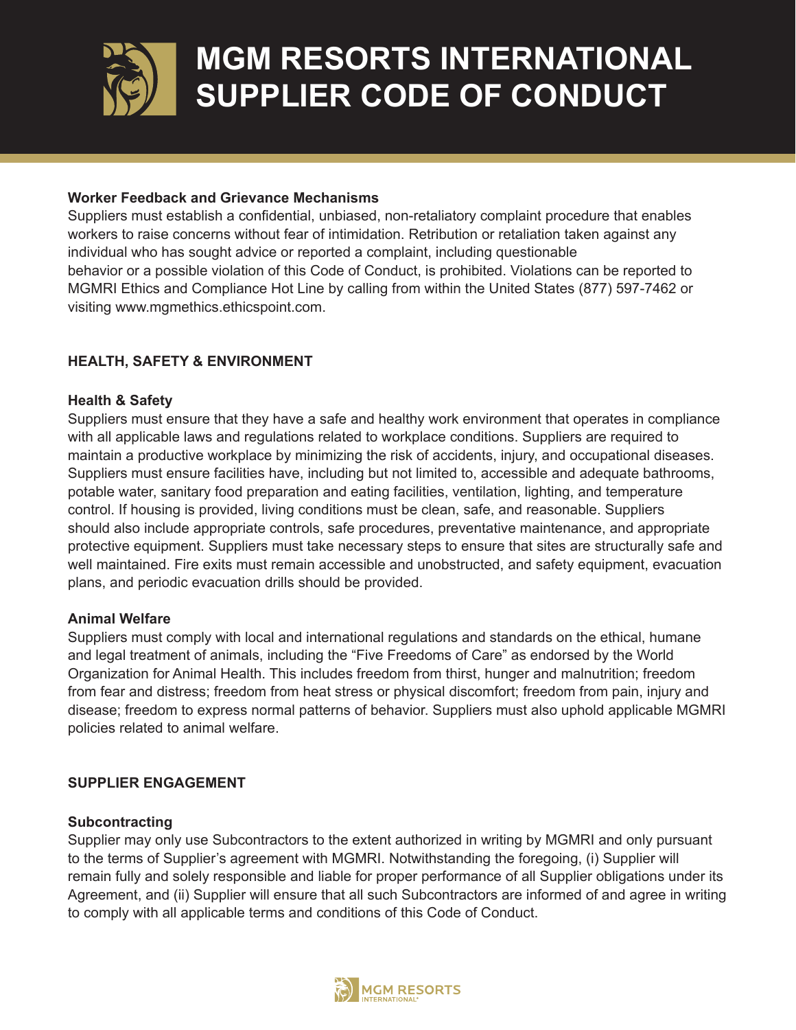### Worker Feedback and Grievance Mechanisms

Suppliers must establish a confidential, unbiased, non-retaliatory complaint procedure that enables workers to raise concerns without fear of intimidation. Retribution or retaliation taken against any individual who has sought advice or reported a complaint, including questionable behavior or a possible violation of this Code of Conduct, is prohibited. Violations can be reported to MGMRI Ethics and Compliance Hot Line by calling from within the United States (877) 597-7462 or visiting www.mgmethics.ethicspoint.com.

## HEALTH, SAFETY & ENVIRONMENT

### Health & Safety

Suppliers must ensure that they have a safe and healthy work environment that operates in compliance with all applicable laws and regulations related to workplace conditions. Suppliers are required to maintain a productive workplace by minimizing the risk of accidents, injury, and occupational diseases. Suppliers must ensure facilities have, including but not limited to, accessible and adequate bathrooms, potable water, sanitary food preparation and eating facilities, ventilation, lighting, and temperature control. If housing is provided, living conditions must be clean, safe, and reasonable. Suppliers should also include appropriate controls, safe procedures, preventative maintenance, and appropriate protective equipment. Suppliers must take necessary steps to ensure that sites are structurally safe and well maintained. Fire exits must remain accessible and unobstructed, and safety equipment, evacuation plans, and periodic evacuation drills should be provided.

### Animal Welfare

Suppliers must comply with local and international regulations and standards on the ethical, humane and legal treatment of animals, including the "Five Freedoms of Care" as endorsed by the World Organization for Animal Health. This includes freedom from thirst, hunger and malnutrition; freedom from fear and distress; freedom from heat stress or physical discomfort; freedom from pain, injury and disease; freedom to express normal patterns of behavior. Suppliers must also uphold applicable MGMRI policies related to animal welfare.

## SUPPLIER ENGAGEMENT

### Subcontracting

Supplier may only use Subcontractors to the extent authorized in writing by MGMRI and only pursuant to the terms of Supplier's agreement with MGMRI. Notwithstanding the foregoing, (i) Supplier will remain fully and solely responsible and liable for proper performance of all Supplier obligations under its Agreement, and (ii) Supplier will ensure that all such Subcontractors are informed of and agree in writing to comply with all applicable terms and conditions of this Code of Conduct.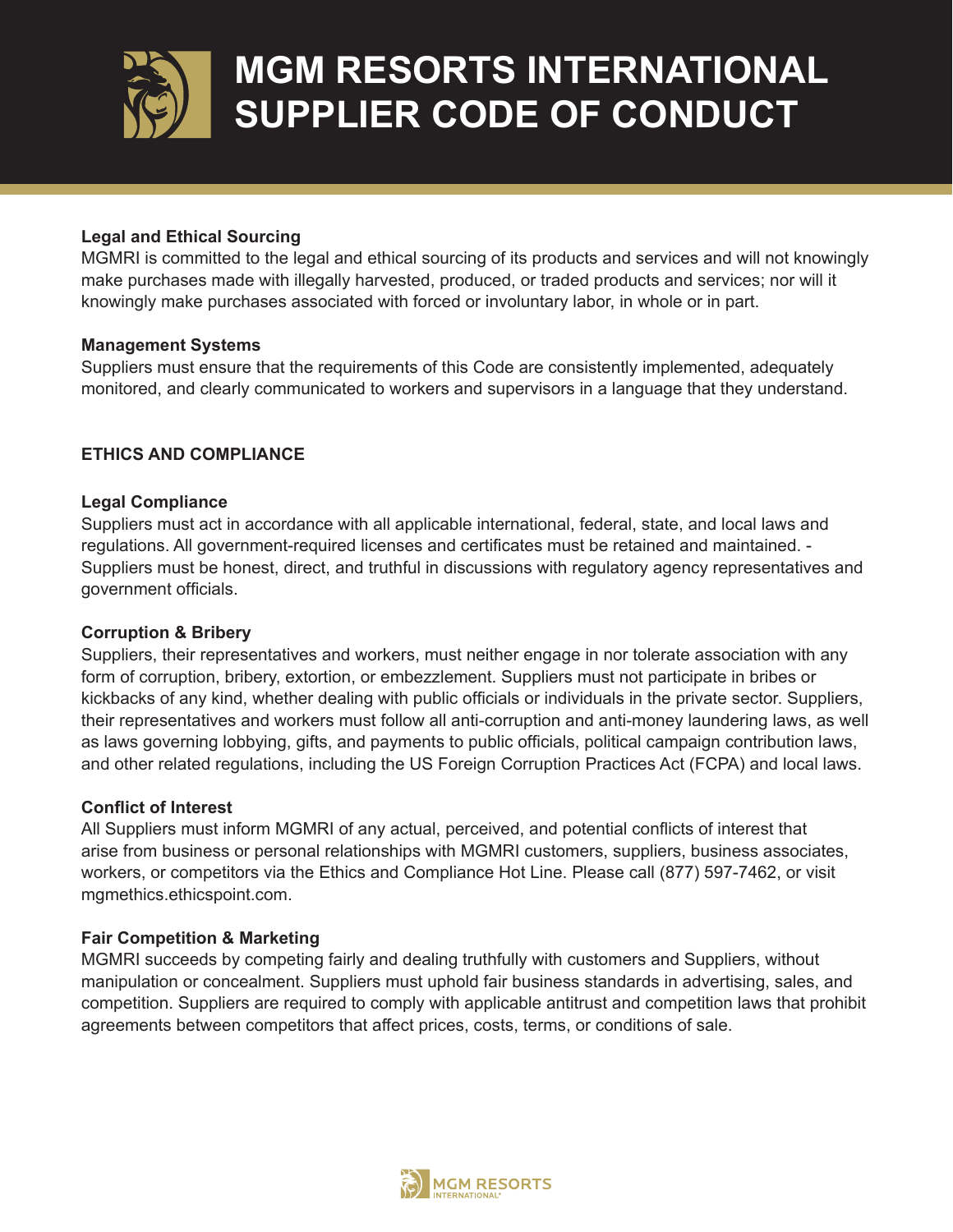# MGM RESORTS INTERNATIONAL SUPPLIER CODE OF CONDUCT

**Legal and Ethical Sourcing**

MGMRI is committed to the legal and ethical sourcing of its products and services and will not knowingly make purchases made with illegally harvested, produced, or traded products and services; nor will it knowingly make purchases associated with forced or involuntary labor, in whole or in part.

**Management Systems**

Suppliers must ensure that the requirements of this Code are consistently implemented, adequately monitored, and clearly communicated to workers and supervisors in a language that they understand.

## ETHICS AND COMPLIANCE

**Legal Compliance**

Suppliers must act in accordance with all applicable international, federal, state, and local laws and regulations. All government-required licenses and certificates must be retained and maintained. - Suppliers must be honest, direct, and truthful in discussions with regulatory agency representatives and government officials.

**Corruption & Bribery**

Suppliers, their representatives and workers, must neither engage in nor tolerate association with any form of corruption, bribery, extortion, or embezzlement. Suppliers must not participate in bribes or kickbacks of any kind, whether dealing with public officials or individuals in the private sector. Suppliers, their representatives and workers must follow all anti-corruption and anti-money laundering laws, as well as laws governing lobbying, gifts, and payments to public officials, political campaign contribution laws, and other related regulations, including the US Foreign Corruption Practices Act (FCPA) and local laws.

**Conflict of Interest**

All Suppliers must inform MGMRI of any actual, perceived, and potential conflicts of interest that arise from business or personal relationships with MGMRI customers, suppliers, business associates, workers, or competitors via the Ethics and Compliance Hot Line. Please call (877) 597-7462, or visit mgmethics.ethicspoint.com.

**Fair Competition & Marketing**

MGMRI succeeds by competing fairly and dealing truthfully with customers and Suppliers, without manipulation or concealment. Suppliers must uphold fair business standards in advertising, sales, and competition. Suppliers are required to comply with applicable antitrust and competition laws that prohibit agreements between competitors that affect prices, costs, terms, or conditions of sale.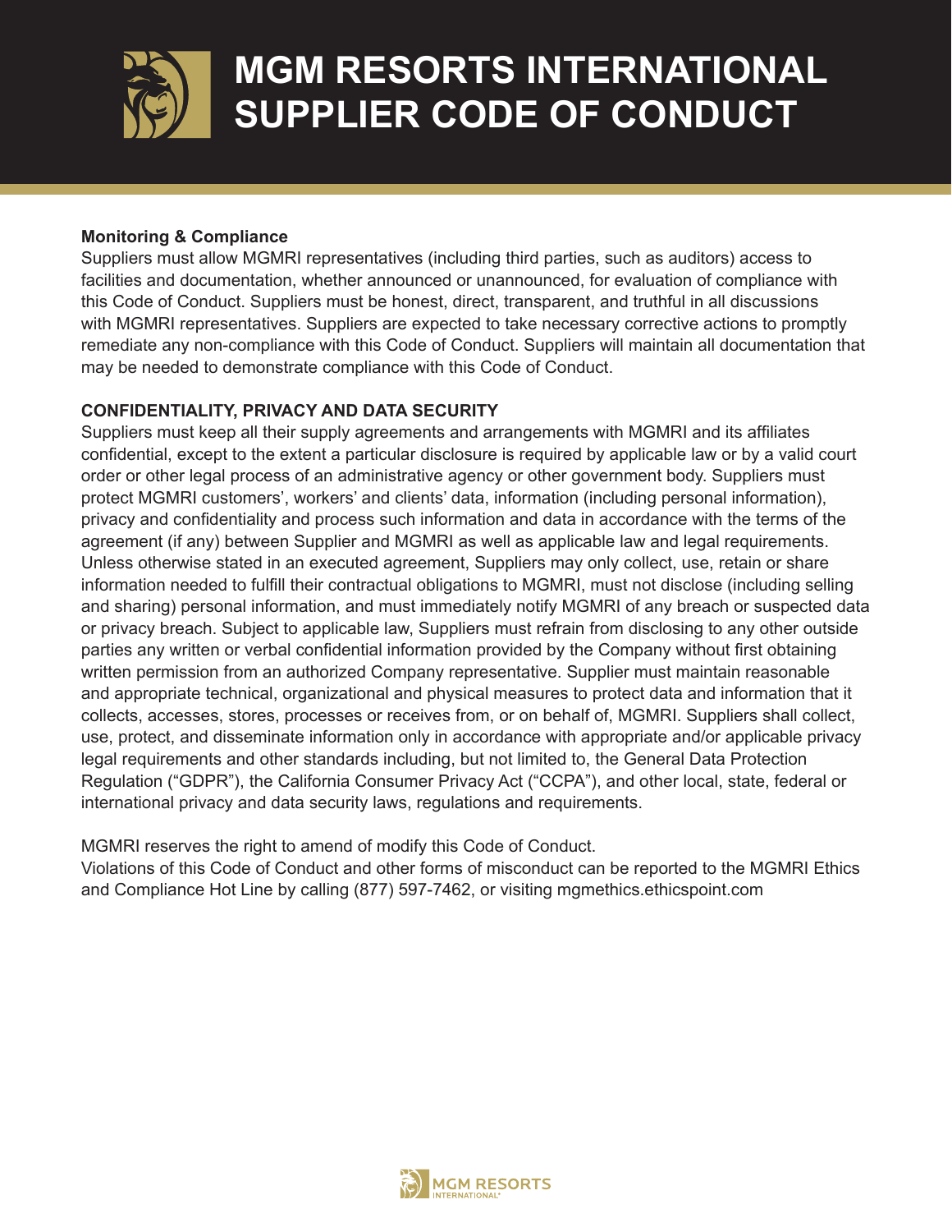# MGM RESORTS INTERNATIONAL SUPPLIER CODE OF CONDUCT

**Monitoring & Compliance**

Suppliers must allow MGMRI representatives (including third parties, such as auditors) access to facilities and documentation, whether announced or unannounced, for evaluation of compliance with this Code of Conduct. Suppliers must be honest, direct, transparent, and truthful in all discussions with MGMRI representatives. Suppliers are expected to take necessary corrective actions to promptly remediate any non-compliance with this Code of Conduct. Suppliers will maintain all documentation that may be needed to demonstrate compliance with this Code of Conduct.

**CONFIDENTIALITY, PRIVACY AND DATA SECURITY**

Suppliers must keep all their supply agreements and arrangements with MGMRI and its affiliates confidential, except to the extent a particular disclosure is required by applicable law or by a valid court order or other legal process of an administrative agency or other government body. Suppliers must protect MGMRI customers', workers' and clients' data, information (including personal information), privacy and confidentiality and process such information and data in accordance with the terms of the agreement (if any) between Supplier and MGMRI as well as applicable law and legal requirements. Unless otherwise stated in an executed agreement, Suppliers may only collect, use, retain or share information needed to fulfill their contractual obligations to MGMRI, must not disclose (including selling and sharing) personal information, and must immediately notify MGMRI of any breach or suspected data or privacy breach. Subject to applicable law, Suppliers must refrain from disclosing to any other outside parties any written or verbal confidential information provided by the Company without first obtaining written permission from an authorized Company representative. Supplier must maintain reasonable and appropriate technical, organizational and physical measures to protect data and information that it collects, accesses, stores, processes or receives from, or on behalf of, MGMRI. Suppliers shall collect, use, protect, and disseminate information only in accordance with appropriate and/or applicable privacy legal requirements and other standards including, but not limited to, the General Data Protection Regulation ("GDPR"), the California Consumer Privacy Act ("CCPA"), and other local, state, federal or international privacy and data security laws, regulations and requirements.

MGMRI reserves the right to amend of modify this Code of Conduct.
Violations of this Code of Conduct and other forms of misconduct can be reported to the MGMRI Ethics and Compliance Hot Line by calling (877) 597-7462, or visiting mgmethics.ethicspoint.com